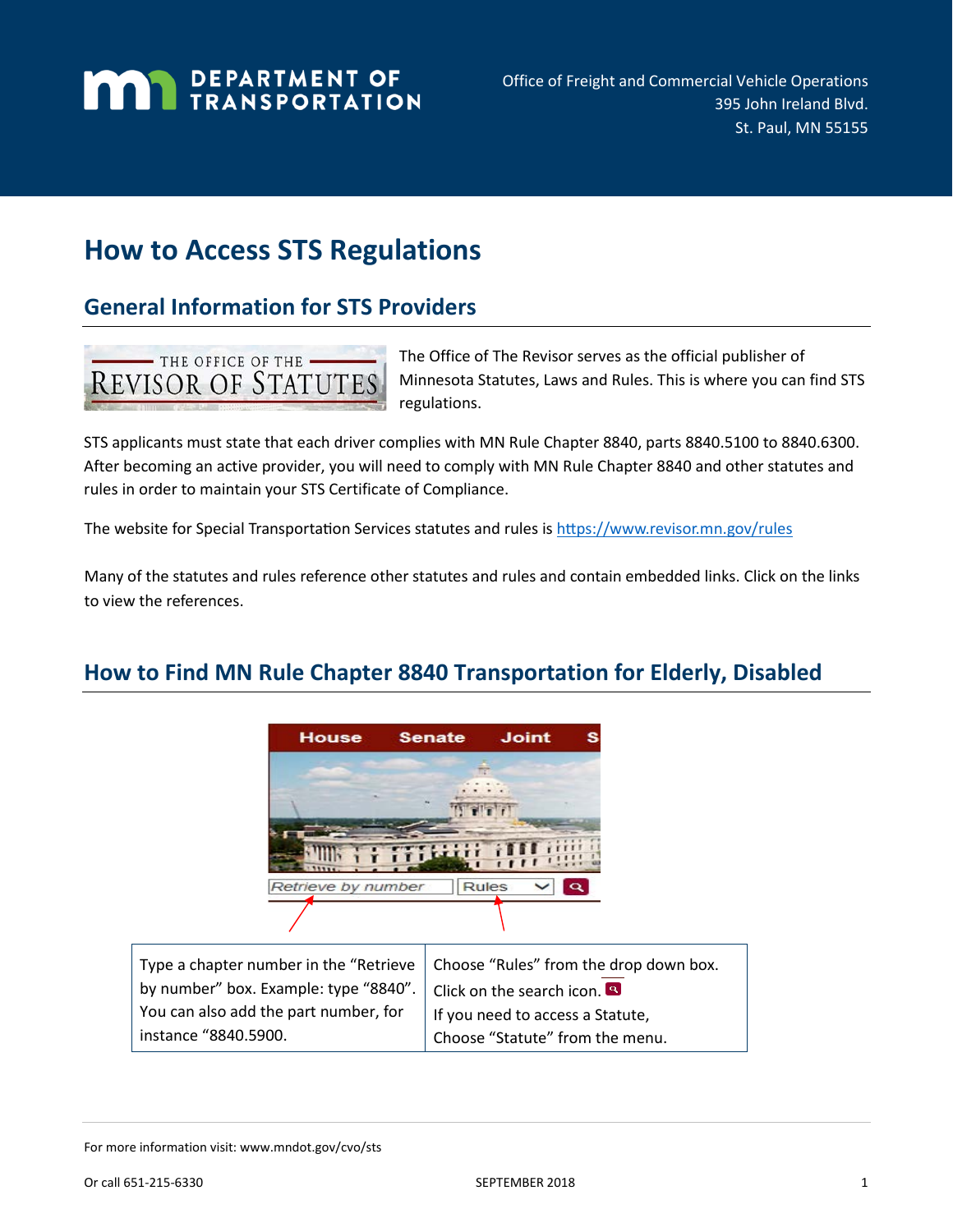Office of Freight and Commercial Vehicle Operations
395 John Ireland Blvd.
St. Paul, MN 55155

# How to Access STS Regulations

## General Information for STS Providers

The Office of The Revisor serves as the official publisher of Minnesota Statutes, Laws and Rules. This is where you can find STS regulations.

STS applicants must state that each driver complies with MN Rule Chapter 8840, parts 8840.5100 to 8840.6300. After becoming an active provider, you will need to comply with MN Rule Chapter 8840 and other statutes and rules in order to maintain your STS Certificate of Compliance.

The website for Special Transportation Services statutes and rules is https://www.revisor.mn.gov/rules

Many of the statutes and rules reference other statutes and rules and contain embedded links. Click on the links to view the references.

## How to Find MN Rule Chapter 8840 Transportation for Elderly, Disabled

| Type a chapter number in the "Retrieve by number" box. Example: type "8840". You can also add the part number, for instance "8840.5900. | Choose "Rules" from the drop down box. Click on the search icon. If you need to access a Statute, Choose "Statute" from the menu. |
|---|---|

For more information visit: www.mndot.gov/cvo/sts

Or call 651-215-6330

SEPTEMBER 2018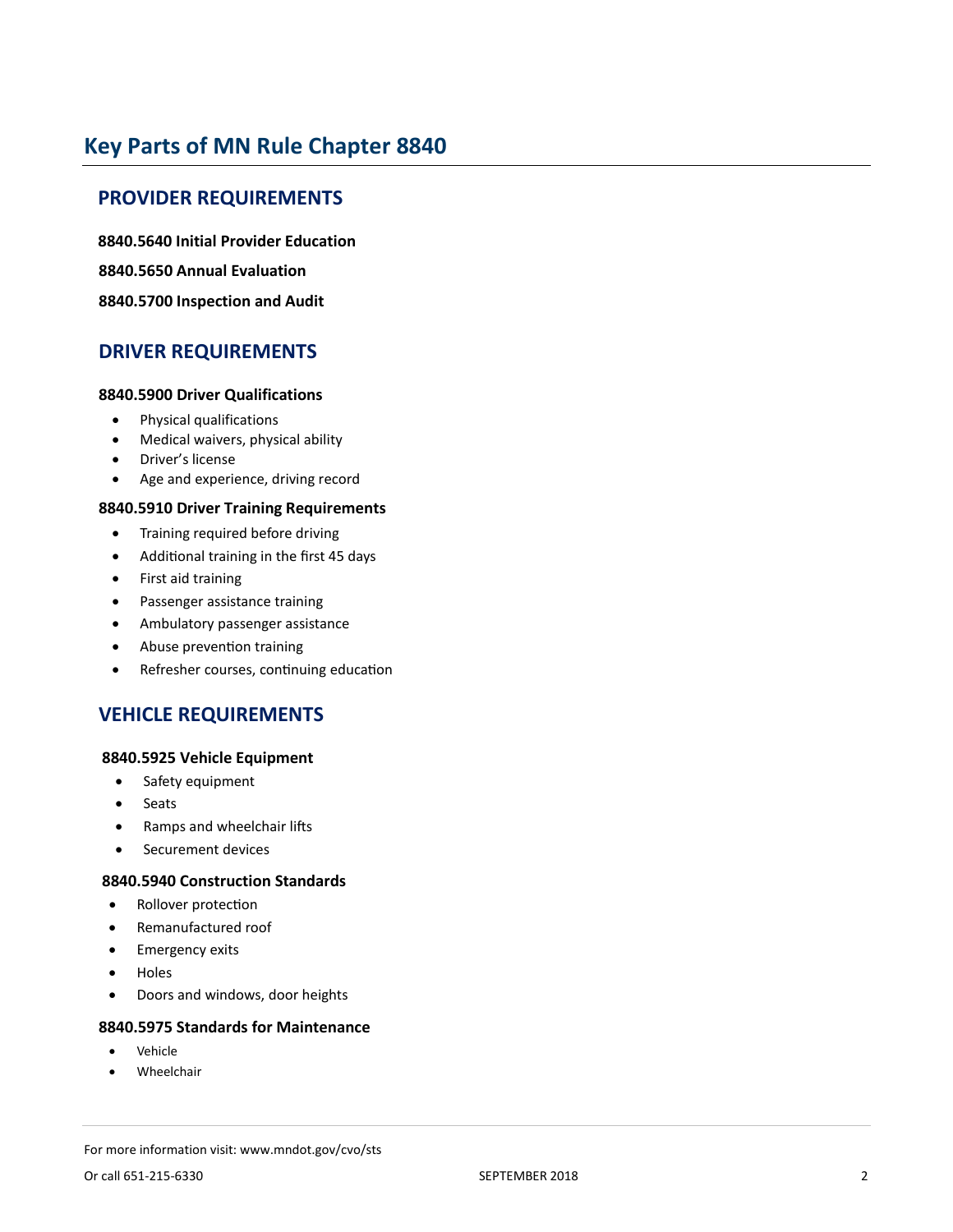# Key Parts of MN Rule Chapter 8840

## PROVIDER REQUIREMENTS

**8840.5640 Initial Provider Education**

**8840.5650 Annual Evaluation**

**8840.5700 Inspection and Audit**

## DRIVER REQUIREMENTS

**8840.5900 Driver Qualifications**

- Physical qualifications
- Medical waivers, physical ability
- Driver's license
- Age and experience, driving record

**8840.5910 Driver Training Requirements**

- Training required before driving
- Additional training in the first 45 days
- First aid training
- Passenger assistance training
- Ambulatory passenger assistance
- Abuse prevention training
- Refresher courses, continuing education

## VEHICLE REQUIREMENTS

**8840.5925 Vehicle Equipment**

- Safety equipment
- Seats
- Ramps and wheelchair lifts
- Securement devices

**8840.5940 Construction Standards**

- Rollover protection
- Remanufactured roof
- Emergency exits
- Holes
- Doors and windows, door heights

**8840.5975 Standards for Maintenance**

- Vehicle
- Wheelchair

For more information visit: www.mndot.gov/cvo/sts

Or call 651-215-6330

SEPTEMBER 2018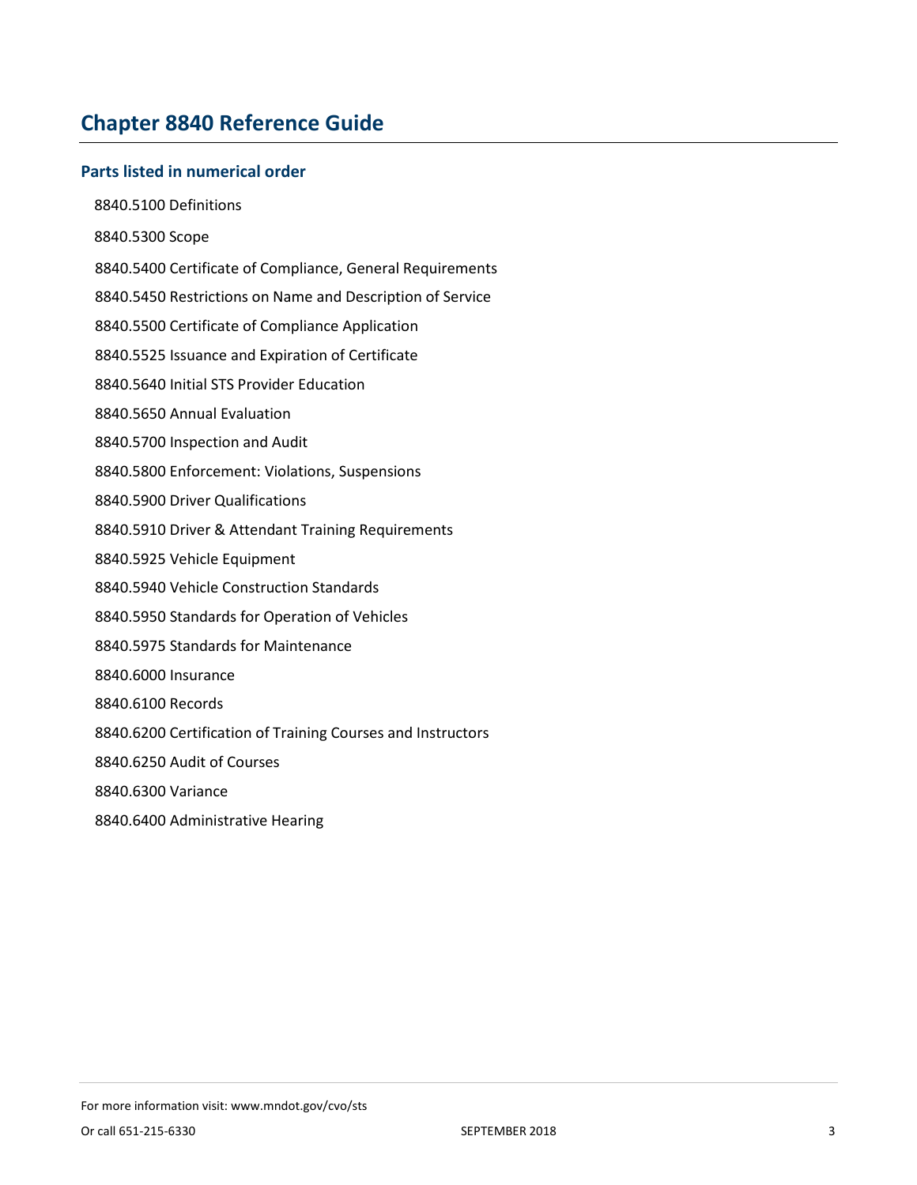# Chapter 8840 Reference Guide

## Parts listed in numerical order

8840.5100 Definitions

8840.5300 Scope

8840.5400 Certificate of Compliance, General Requirements

8840.5450 Restrictions on Name and Description of Service

8840.5500 Certificate of Compliance Application

8840.5525 Issuance and Expiration of Certificate

8840.5640 Initial STS Provider Education

8840.5650 Annual Evaluation

8840.5700 Inspection and Audit

8840.5800 Enforcement: Violations, Suspensions

8840.5900 Driver Qualifications

8840.5910 Driver & Attendant Training Requirements

8840.5925 Vehicle Equipment

8840.5940 Vehicle Construction Standards

8840.5950 Standards for Operation of Vehicles

8840.5975 Standards for Maintenance

8840.6000 Insurance

8840.6100 Records

8840.6200 Certification of Training Courses and Instructors

8840.6250 Audit of Courses

8840.6300 Variance

8840.6400 Administrative Hearing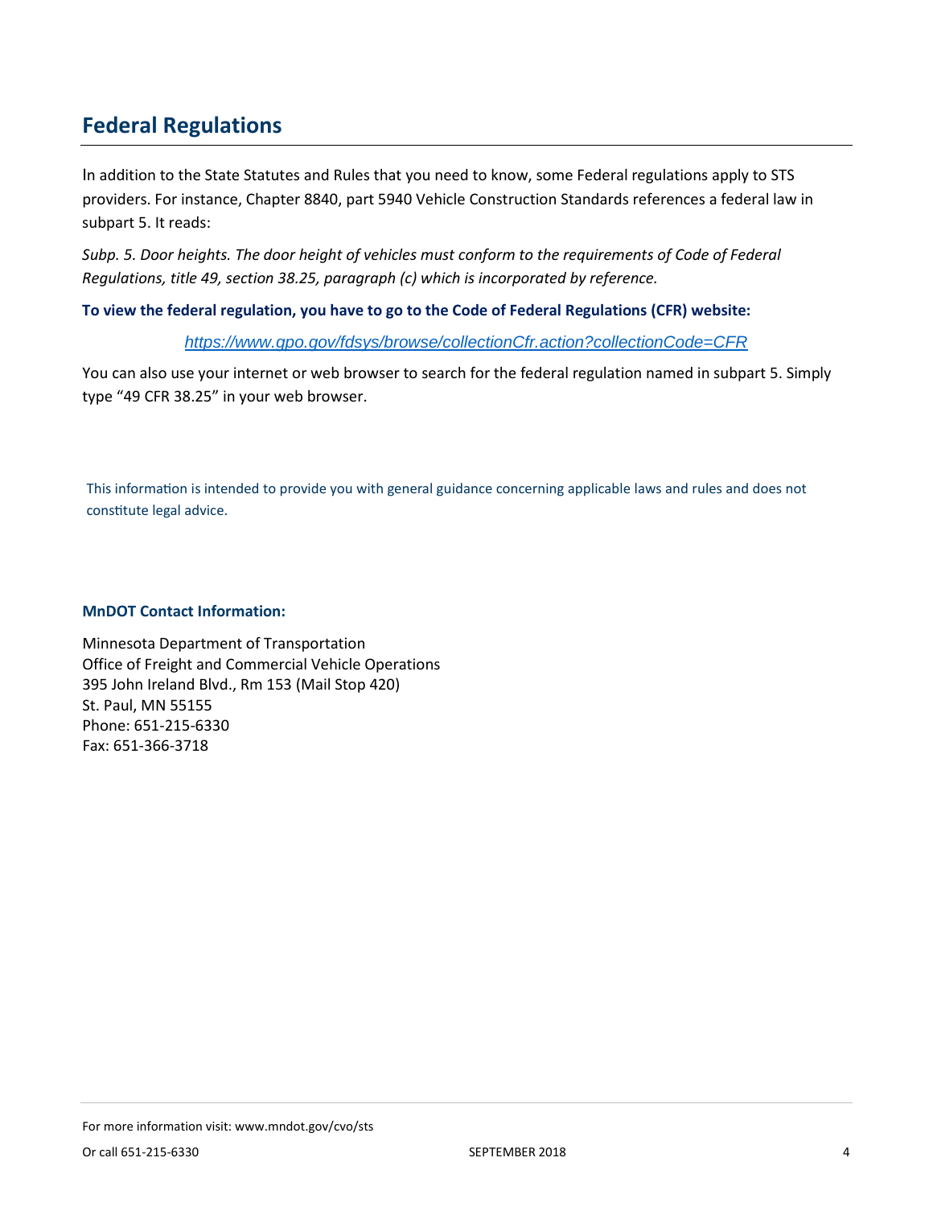## Federal Regulations

In addition to the State Statutes and Rules that you need to know, some Federal regulations apply to STS providers. For instance, Chapter 8840, part 5940 Vehicle Construction Standards references a federal law in subpart 5. It reads:

*Subp. 5. Door heights. The door height of vehicles must conform to the requirements of Code of Federal Regulations, title 49, section 38.25, paragraph (c) which is incorporated by reference.*

**To view the federal regulation, you have to go to the Code of Federal Regulations (CFR) website:**

*https://www.gpo.gov/fdsys/browse/collectionCfr.action?collectionCode=CFR*

You can also use your internet or web browser to search for the federal regulation named in subpart 5. Simply type "49 CFR 38.25" in your web browser.

This information is intended to provide you with general guidance concerning applicable laws and rules and does not constitute legal advice.

**MnDOT Contact Information:**

Minnesota Department of Transportation
Office of Freight and Commercial Vehicle Operations
395 John Ireland Blvd., Rm 153 (Mail Stop 420)
St. Paul, MN 55155
Phone: 651-215-6330
Fax: 651-366-3718